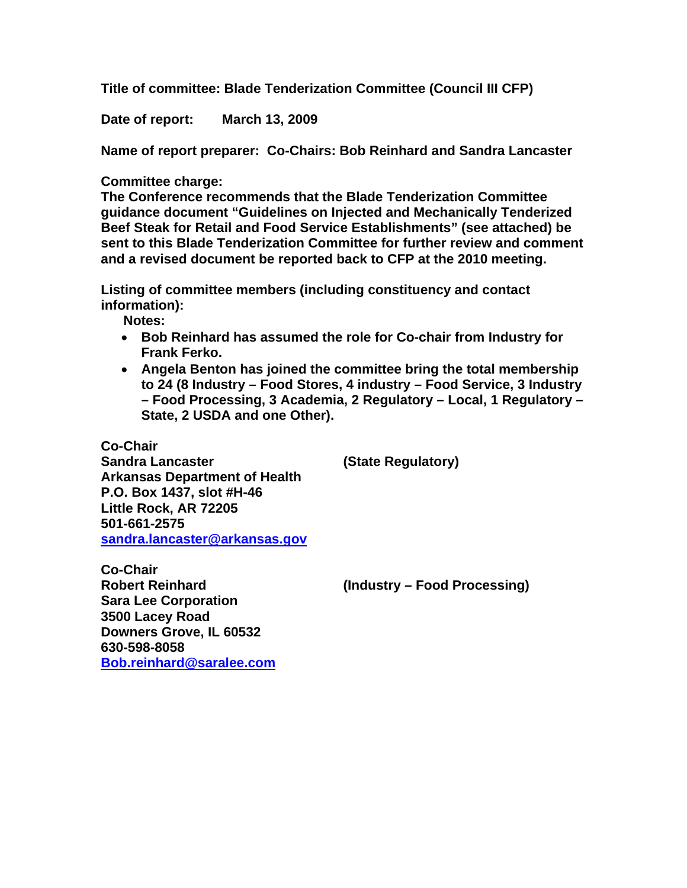**Title of committee: Blade Tenderization Committee (Council III CFP)**

**Date of report: March 13, 2009**

**Name of report preparer: Co-Chairs: Bob Reinhard and Sandra Lancaster**

**Committee charge:**
**The Conference recommends that the Blade Tenderization Committee guidance document "Guidelines on Injected and Mechanically Tenderized Beef Steak for Retail and Food Service Establishments" (see attached) be sent to this Blade Tenderization Committee for further review and comment and a revised document be reported back to CFP at the 2010 meeting.**

**Listing of committee members (including constituency and contact information):**

**Notes:**

- **Bob Reinhard has assumed the role for Co-chair from Industry for Frank Ferko.**
- **Angela Benton has joined the committee bring the total membership to 24 (8 Industry – Food Stores, 4 industry – Food Service, 3 Industry – Food Processing, 3 Academia, 2 Regulatory – Local, 1 Regulatory – State, 2 USDA and one Other).**

**Co-Chair**
**Sandra Lancaster** **(State Regulatory)**
**Arkansas Department of Health**
**P.O. Box 1437, slot #H-46**
**Little Rock, AR 72205**
**501-661-2575**
**sandra.lancaster@arkansas.gov**

**Co-Chair**
**Robert Reinhard** **(Industry – Food Processing)**
**Sara Lee Corporation**
**3500 Lacey Road**
**Downers Grove, IL 60532**
**630-598-8058**
**Bob.reinhard@saralee.com**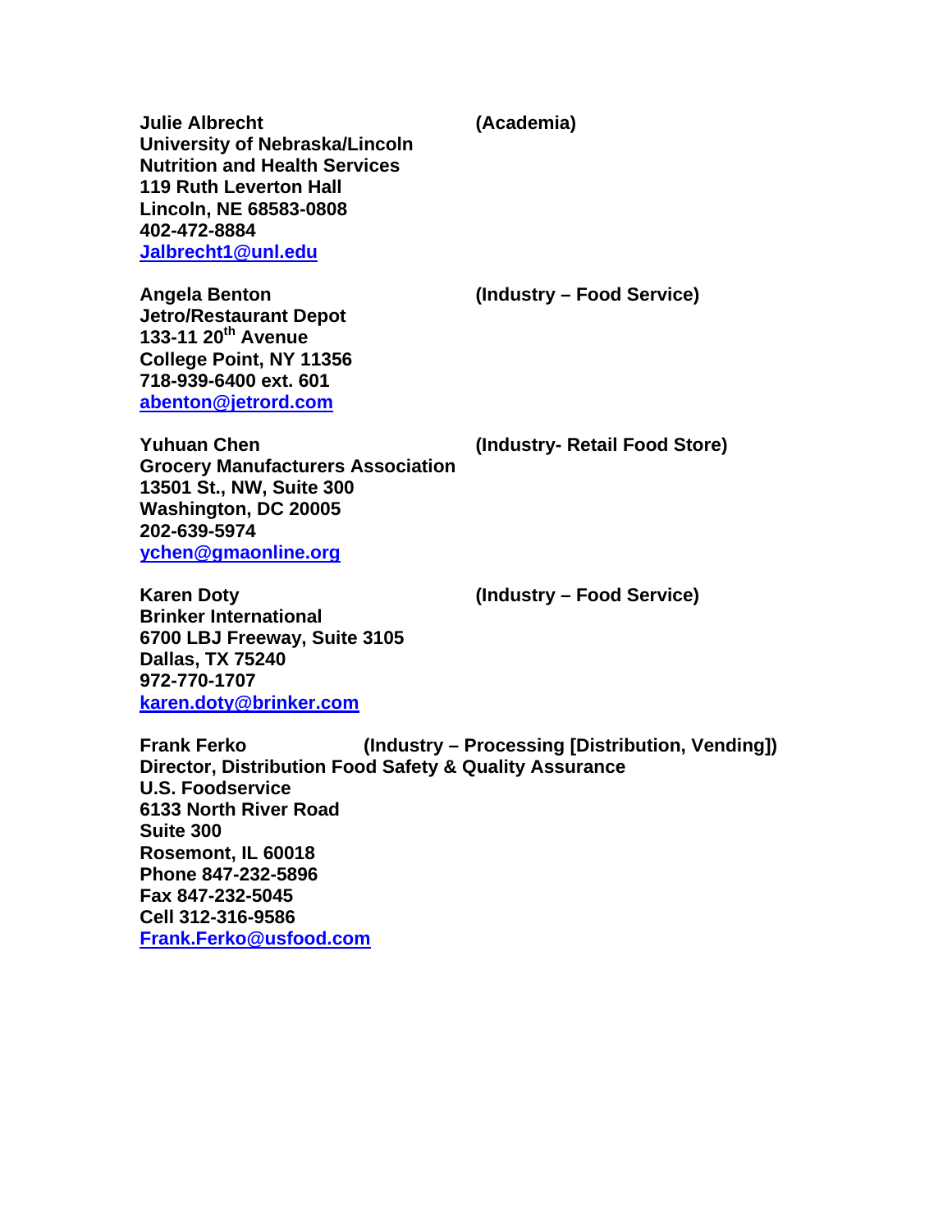**Julie Albrecht** **(Academia)**
**University of Nebraska/Lincoln**
**Nutrition and Health Services**
**119 Ruth Leverton Hall**
**Lincoln, NE 68583-0808**
**402-472-8884**
**Jalbrecht1@unl.edu**

**Angela Benton** **(Industry – Food Service)**
**Jetro/Restaurant Depot**
**133-11 20th Avenue**
**College Point, NY 11356**
**718-939-6400 ext. 601**
**abenton@jetrord.com**

**Yuhuan Chen** **(Industry- Retail Food Store)**
**Grocery Manufacturers Association**
**13501 St., NW, Suite 300**
**Washington, DC 20005**
**202-639-5974**
**ychen@gmaonline.org**

**Karen Doty** **(Industry – Food Service)**
**Brinker International**
**6700 LBJ Freeway, Suite 3105**
**Dallas, TX 75240**
**972-770-1707**
**karen.doty@brinker.com**

**Frank Ferko** **(Industry – Processing [Distribution, Vending])**
**Director, Distribution Food Safety & Quality Assurance**
**U.S. Foodservice**
**6133 North River Road**
**Suite 300**
**Rosemont, IL 60018**
**Phone 847-232-5896**
**Fax 847-232-5045**
**Cell 312-316-9586**
**Frank.Ferko@usfood.com**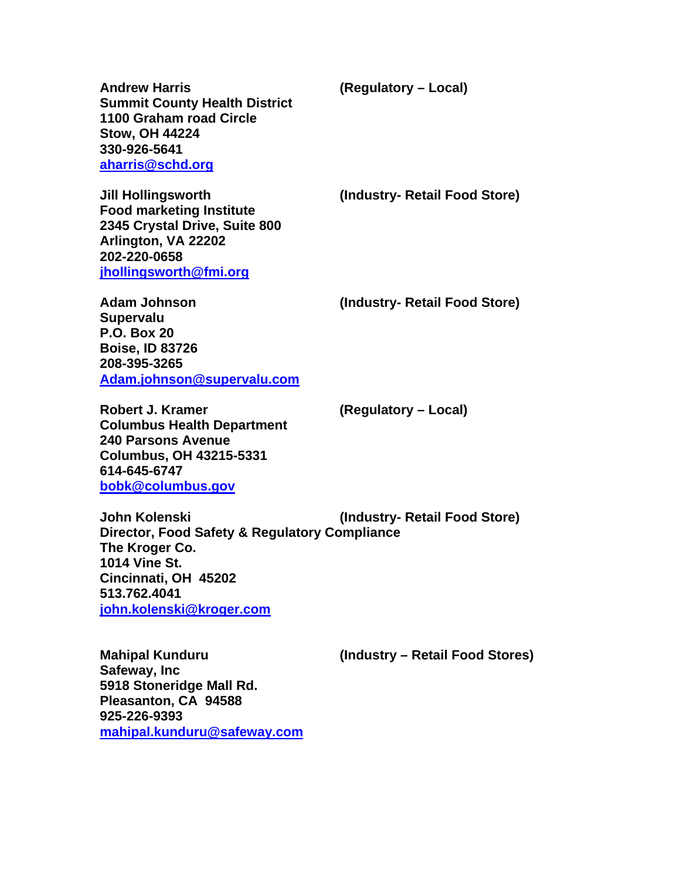**Andrew Harris** **(Regulatory – Local)**
**Summit County Health District**
**1100 Graham road Circle**
**Stow, OH 44224**
**330-926-5641**
**[aharris@schd.org](mailto:aharris@schd.org)**

**Jill Hollingsworth** **(Industry- Retail Food Store)**
**Food marketing Institute**
**2345 Crystal Drive, Suite 800**
**Arlington, VA 22202**
**202-220-0658**
**[jhollingsworth@fmi.org](mailto:jhollingsworth@fmi.org)**

**Adam Johnson** **(Industry- Retail Food Store)**
**Supervalu**
**P.O. Box 20**
**Boise, ID 83726**
**208-395-3265**
**[Adam.johnson@supervalu.com](mailto:Adam.johnson@supervalu.com)**

**Robert J. Kramer** **(Regulatory – Local)**
**Columbus Health Department**
**240 Parsons Avenue**
**Columbus, OH 43215-5331**
**614-645-6747**
**[bobk@columbus.gov](mailto:bobk@columbus.gov)**

**John Kolenski** **(Industry- Retail Food Store)**
**Director, Food Safety & Regulatory Compliance**
**The Kroger Co.**
**1014 Vine St.**
**Cincinnati, OH 45202**
**513.762.4041**
**[john.kolenski@kroger.com](mailto:john.kolenski@kroger.com)**

**Mahipal Kunduru** **(Industry – Retail Food Stores)**
**Safeway, Inc**
**5918 Stoneridge Mall Rd.**
**Pleasanton, CA 94588**
**925-226-9393**
**[mahipal.kunduru@safeway.com](mailto:mahipal.kunduru@safeway.com)**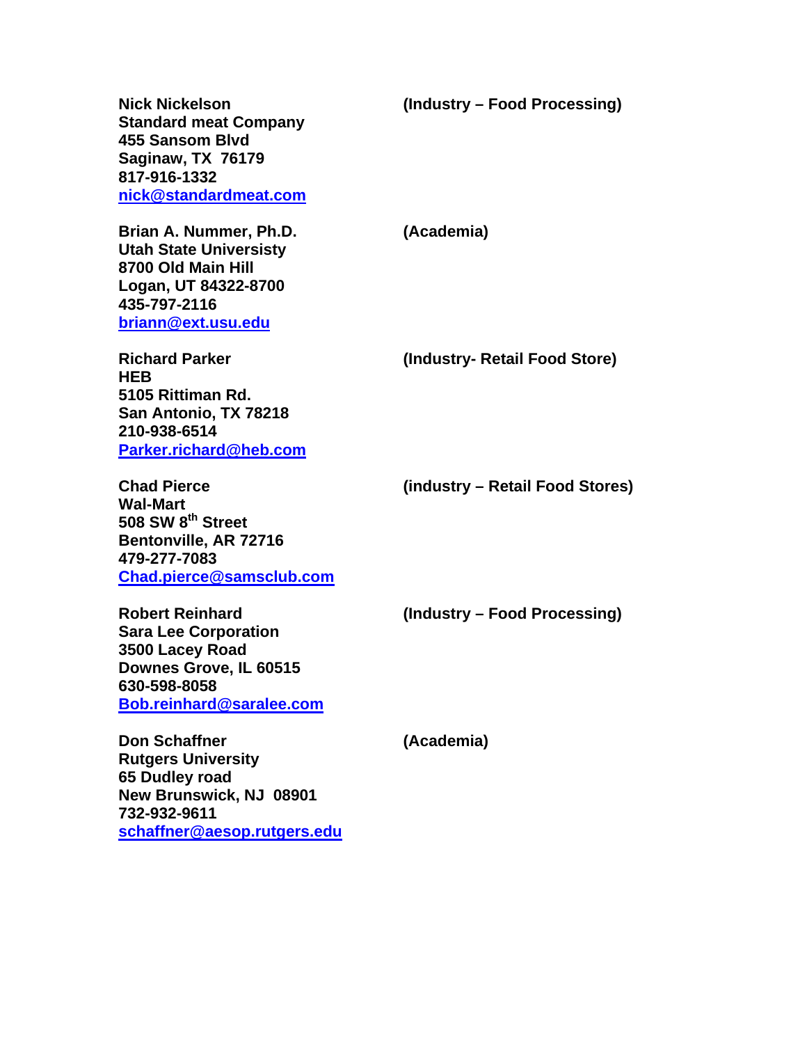**Nick Nickelson** **(Industry – Food Processing)**
**Standard meat Company**
**455 Sansom Blvd**
**Saginaw, TX 76179**
**817-916-1332**
**nick@standardmeat.com**

**Brian A. Nummer, Ph.D.** **(Academia)**
**Utah State Universisty**
**8700 Old Main Hill**
**Logan, UT 84322-8700**
**435-797-2116**
**briann@ext.usu.edu**

**Richard Parker** **(Industry- Retail Food Store)**
**HEB**
**5105 Rittiman Rd.**
**San Antonio, TX 78218**
**210-938-6514**
**Parker.richard@heb.com**

**Chad Pierce** **(industry – Retail Food Stores)**
**Wal-Mart**
**508 SW 8th Street**
**Bentonville, AR 72716**
**479-277-7083**
**Chad.pierce@samsclub.com**

**Robert Reinhard** **(Industry – Food Processing)**
**Sara Lee Corporation**
**3500 Lacey Road**
**Downes Grove, IL 60515**
**630-598-8058**
**Bob.reinhard@saralee.com**

**Don Schaffner** **(Academia)**
**Rutgers University**
**65 Dudley road**
**New Brunswick, NJ 08901**
**732-932-9611**
**schaffner@aesop.rutgers.edu**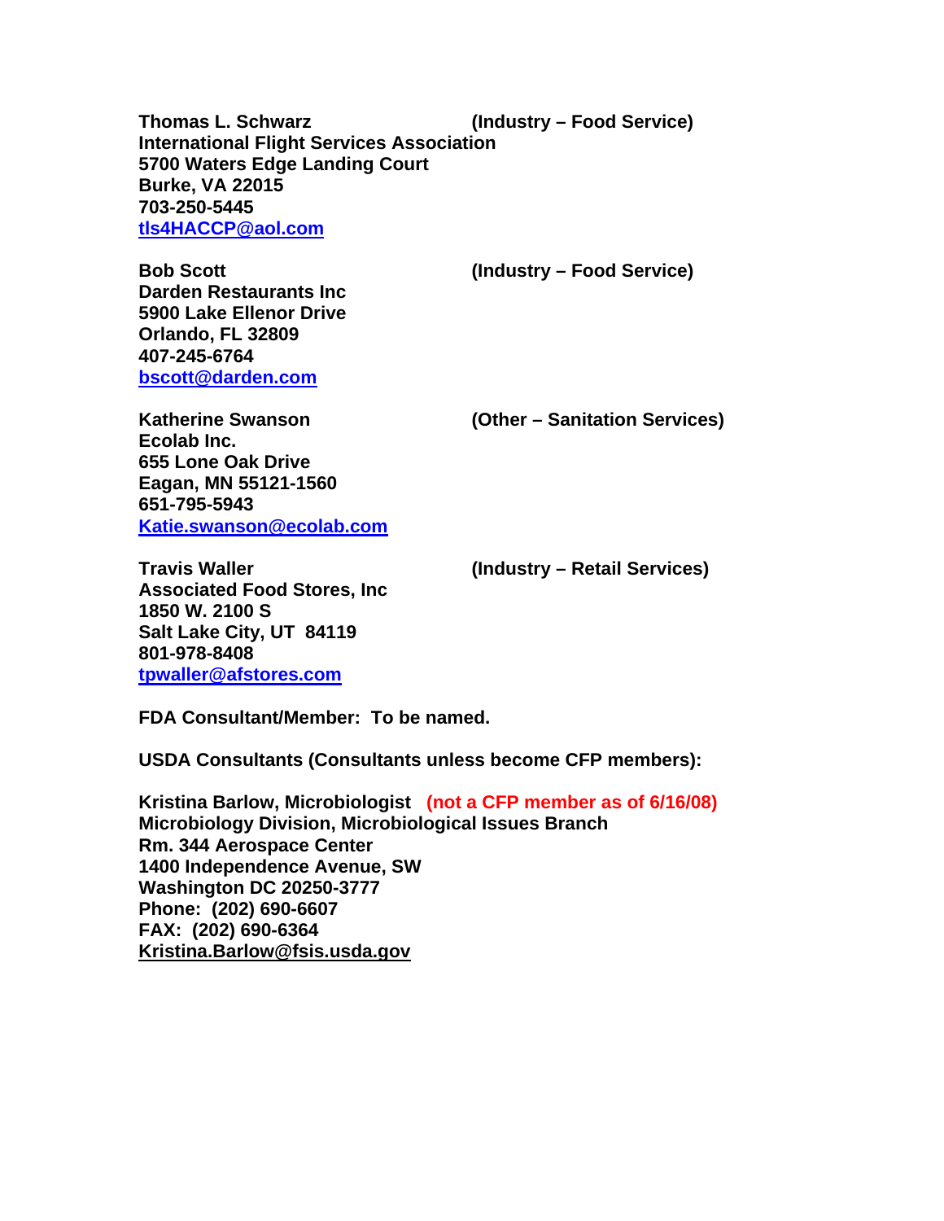**Thomas L. Schwarz** **(Industry – Food Service)**
**International Flight Services Association**
**5700 Waters Edge Landing Court**
**Burke, VA 22015**
**703-250-5445**
**tls4HACCP@aol.com**

**Bob Scott** **(Industry – Food Service)**
**Darden Restaurants Inc**
**5900 Lake Ellenor Drive**
**Orlando, FL 32809**
**407-245-6764**
**bscott@darden.com**

**Katherine Swanson** **(Other – Sanitation Services)**
**Ecolab Inc.**
**655 Lone Oak Drive**
**Eagan, MN 55121-1560**
**651-795-5943**
**Katie.swanson@ecolab.com**

**Travis Waller** **(Industry – Retail Services)**
**Associated Food Stores, Inc**
**1850 W. 2100 S**
**Salt Lake City, UT 84119**
**801-978-8408**
**tpwaller@afstores.com**

**FDA Consultant/Member: To be named.**

**USDA Consultants (Consultants unless become CFP members):**

**Kristina Barlow, Microbiologist** **(not a CFP member as of 6/16/08)**
**Microbiology Division, Microbiological Issues Branch**
**Rm. 344 Aerospace Center**
**1400 Independence Avenue, SW**
**Washington DC 20250-3777**
**Phone: (202) 690-6607**
**FAX: (202) 690-6364**
**Kristina.Barlow@fsis.usda.gov**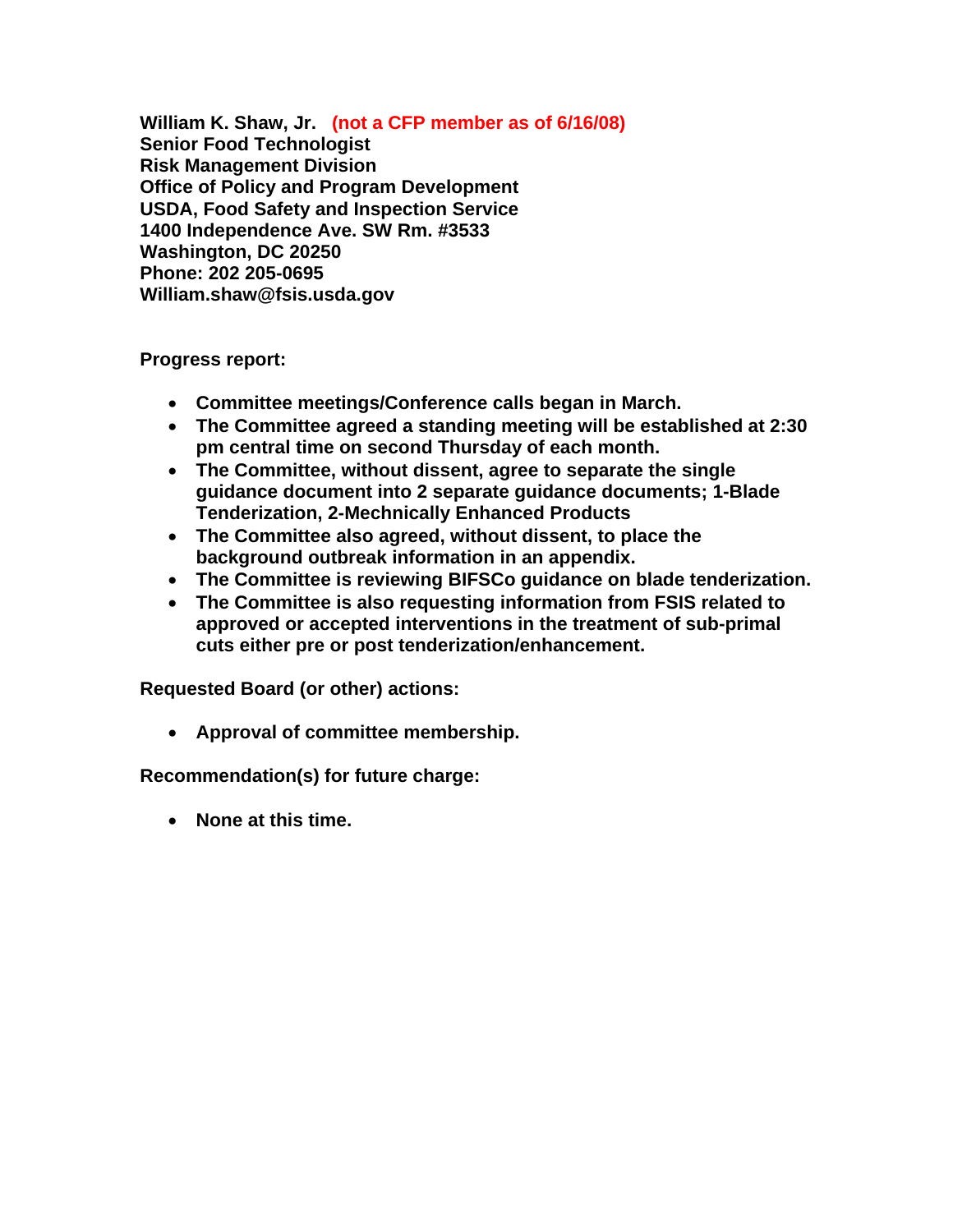**William K. Shaw, Jr.** **(not a CFP member as of 6/16/08)**
**Senior Food Technologist**
**Risk Management Division**
**Office of Policy and Program Development**
**USDA, Food Safety and Inspection Service**
**1400 Independence Ave. SW Rm. #3533**
**Washington, DC 20250**
**Phone: 202 205-0695**
**William.shaw@fsis.usda.gov**

**Progress report:**

- **Committee meetings/Conference calls began in March.**
- **The Committee agreed a standing meeting will be established at 2:30 pm central time on second Thursday of each month.**
- **The Committee, without dissent, agree to separate the single guidance document into 2 separate guidance documents; 1-Blade Tenderization, 2-Mechnically Enhanced Products**
- **The Committee also agreed, without dissent, to place the background outbreak information in an appendix.**
- **The Committee is reviewing BIFSCo guidance on blade tenderization.**
- **The Committee is also requesting information from FSIS related to approved or accepted interventions in the treatment of sub-primal cuts either pre or post tenderization/enhancement.**

**Requested Board (or other) actions:**

- **Approval of committee membership.**

**Recommendation(s) for future charge:**

- **None at this time.**